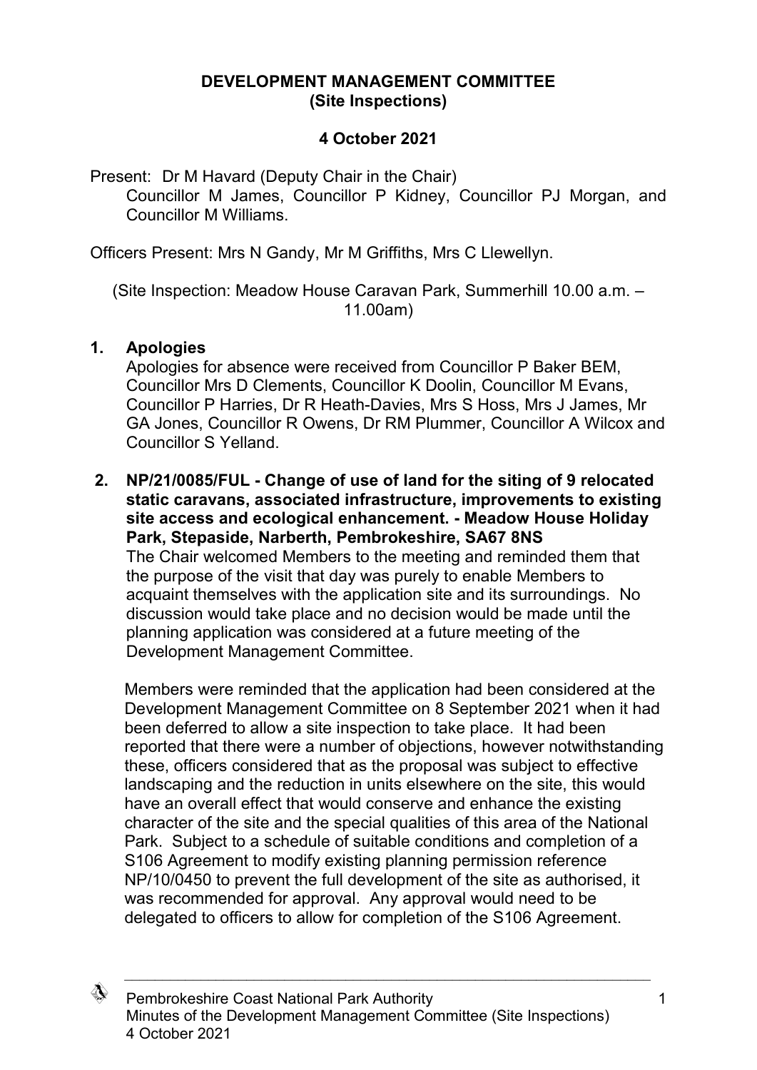# DEVELOPMENT MANAGEMENT COMMITTEE
## (Site Inspections)

**4 October 2021**

Present: Dr M Havard (Deputy Chair in the Chair)
Councillor M James, Councillor P Kidney, Councillor PJ Morgan, and Councillor M Williams.

Officers Present: Mrs N Gandy, Mr M Griffiths, Mrs C Llewellyn.

(Site Inspection: Meadow House Caravan Park, Summerhill 10.00 a.m. – 11.00am)

**1. Apologies**

Apologies for absence were received from Councillor P Baker BEM, Councillor Mrs D Clements, Councillor K Doolin, Councillor M Evans, Councillor P Harries, Dr R Heath-Davies, Mrs S Hoss, Mrs J James, Mr GA Jones, Councillor R Owens, Dr RM Plummer, Councillor A Wilcox and Councillor S Yelland.

**2. NP/21/0085/FUL - Change of use of land for the siting of 9 relocated static caravans, associated infrastructure, improvements to existing site access and ecological enhancement. - Meadow House Holiday Park, Stepaside, Narberth, Pembrokeshire, SA67 8NS**

The Chair welcomed Members to the meeting and reminded them that the purpose of the visit that day was purely to enable Members to acquaint themselves with the application site and its surroundings. No discussion would take place and no decision would be made until the planning application was considered at a future meeting of the Development Management Committee.

Members were reminded that the application had been considered at the Development Management Committee on 8 September 2021 when it had been deferred to allow a site inspection to take place. It had been reported that there were a number of objections, however notwithstanding these, officers considered that as the proposal was subject to effective landscaping and the reduction in units elsewhere on the site, this would have an overall effect that would conserve and enhance the existing character of the site and the special qualities of this area of the National Park. Subject to a schedule of suitable conditions and completion of a S106 Agreement to modify existing planning permission reference NP/10/0450 to prevent the full development of the site as authorised, it was recommended for approval. Any approval would need to be delegated to officers to allow for completion of the S106 Agreement.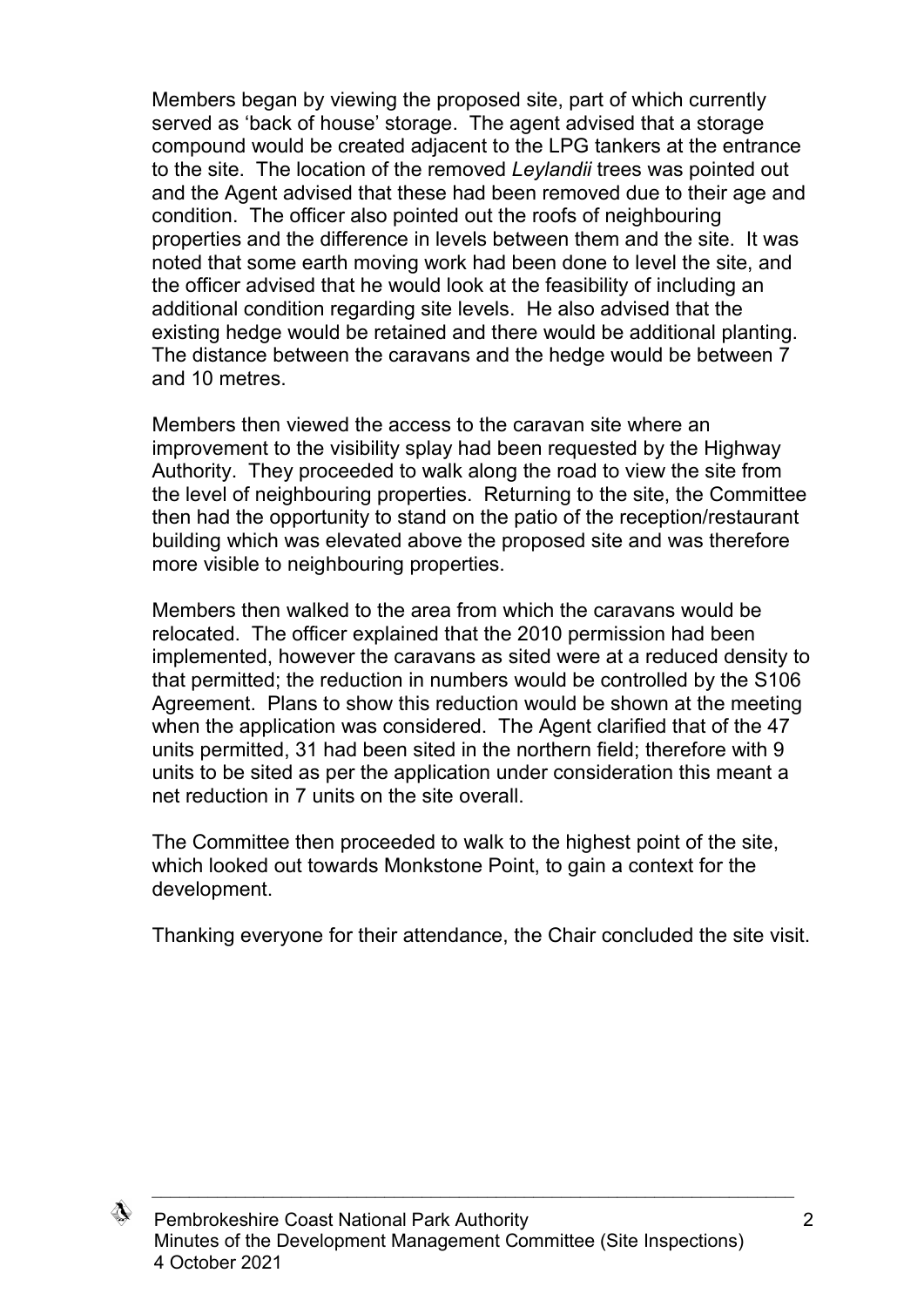Members began by viewing the proposed site, part of which currently served as 'back of house' storage. The agent advised that a storage compound would be created adjacent to the LPG tankers at the entrance to the site. The location of the removed *Leylandii* trees was pointed out and the Agent advised that these had been removed due to their age and condition. The officer also pointed out the roofs of neighbouring properties and the difference in levels between them and the site. It was noted that some earth moving work had been done to level the site, and the officer advised that he would look at the feasibility of including an additional condition regarding site levels. He also advised that the existing hedge would be retained and there would be additional planting. The distance between the caravans and the hedge would be between 7 and 10 metres.

Members then viewed the access to the caravan site where an improvement to the visibility splay had been requested by the Highway Authority. They proceeded to walk along the road to view the site from the level of neighbouring properties. Returning to the site, the Committee then had the opportunity to stand on the patio of the reception/restaurant building which was elevated above the proposed site and was therefore more visible to neighbouring properties.

Members then walked to the area from which the caravans would be relocated. The officer explained that the 2010 permission had been implemented, however the caravans as sited were at a reduced density to that permitted; the reduction in numbers would be controlled by the S106 Agreement. Plans to show this reduction would be shown at the meeting when the application was considered. The Agent clarified that of the 47 units permitted, 31 had been sited in the northern field; therefore with 9 units to be sited as per the application under consideration this meant a net reduction in 7 units on the site overall.

The Committee then proceeded to walk to the highest point of the site, which looked out towards Monkstone Point, to gain a context for the development.

Thanking everyone for their attendance, the Chair concluded the site visit.